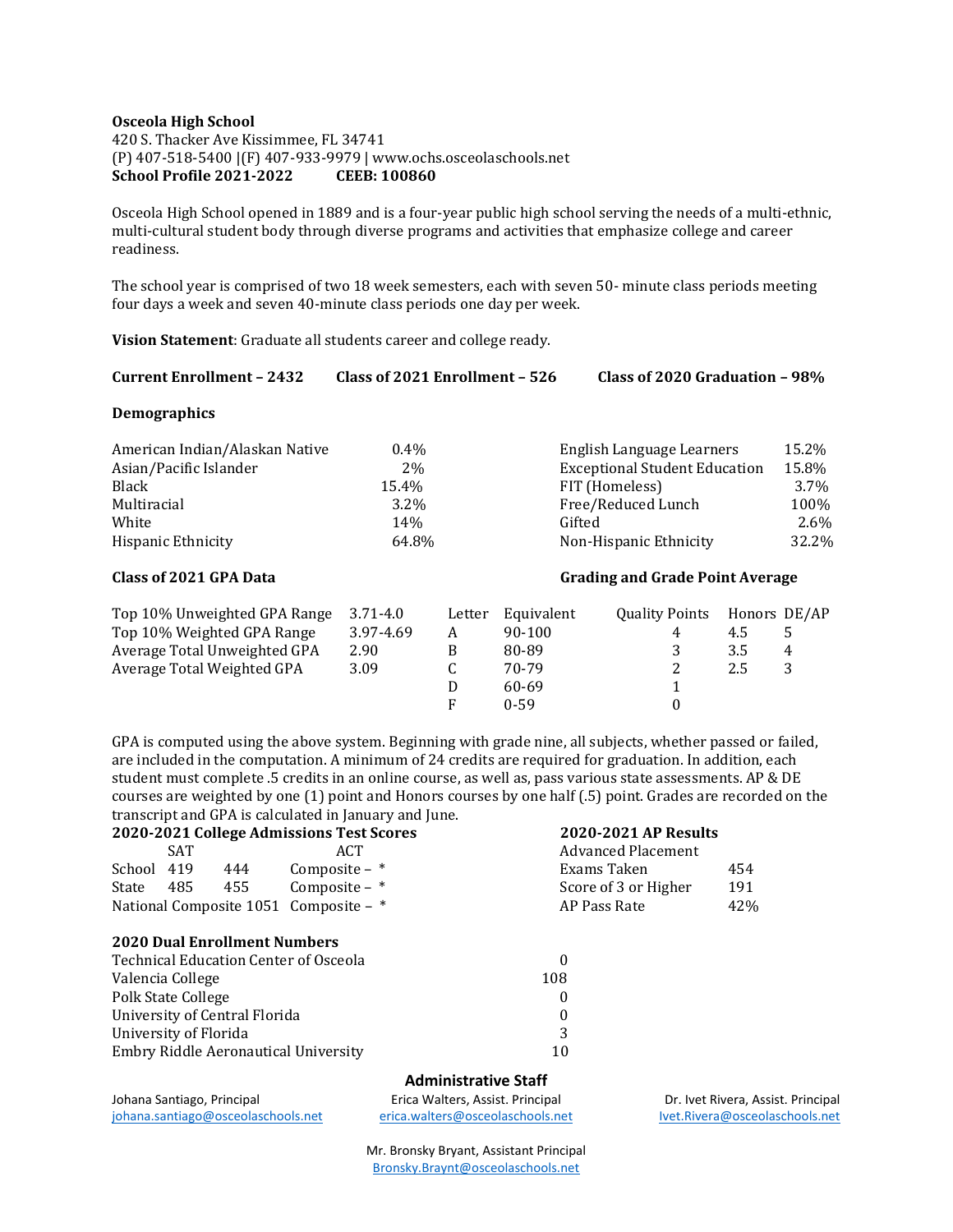**Osceola High School**
420 S. Thacker Ave Kissimmee, FL 34741
(P) 407-518-5400 |(F) 407-933-9979 | www.ochs.osceolaschools.net
**School Profile 2021-2022 CEEB: 100860**

Osceola High School opened in 1889 and is a four-year public high school serving the needs of a multi-ethnic, multi-cultural student body through diverse programs and activities that emphasize college and career readiness.

The school year is comprised of two 18 week semesters, each with seven 50- minute class periods meeting four days a week and seven 40-minute class periods one day per week.

**Vision Statement**: Graduate all students career and college ready.

**Current Enrollment – 2432** **Class of 2021 Enrollment – 526** **Class of 2020 Graduation – 98%**

**Demographics**

| | | | |
|---|---|---|---|
| American Indian/Alaskan Native | 0.4% | English Language Learners | 15.2% |
| Asian/Pacific Islander | 2% | Exceptional Student Education | 15.8% |
| Black | 15.4% | FIT (Homeless) | 3.7% |
| Multiracial | 3.2% | Free/Reduced Lunch | 100% |
| White | 14% | Gifted | 2.6% |
| Hispanic Ethnicity | 64.8% | Non-Hispanic Ethnicity | 32.2% |

**Class of 2021 GPA Data**

| | |
|---|---|
| Top 10% Unweighted GPA Range | 3.71-4.0 |
| Top 10% Weighted GPA Range | 3.97-4.69 |
| Average Total Unweighted GPA | 2.90 |
| Average Total Weighted GPA | 3.09 |

**Grading and Grade Point Average**

| Letter | Equivalent | Quality Points | Honors | DE/AP |
|---|---|---|---|---|
| A | 90-100 | 4 | 4.5 | 5 |
| B | 80-89 | 3 | 3.5 | 4 |
| C | 70-79 | 2 | 2.5 | 3 |
| D | 60-69 | 1 | | |
| F | 0-59 | 0 | | |

GPA is computed using the above system. Beginning with grade nine, all subjects, whether passed or failed, are included in the computation. A minimum of 24 credits are required for graduation. In addition, each student must complete .5 credits in an online course, as well as, pass various state assessments. AP & DE courses are weighted by one (1) point and Honors courses by one half (.5) point. Grades are recorded on the transcript and GPA is calculated in January and June.

**2020-2021 College Admissions Test Scores**

| | SAT | | ACT |
|---|---|---|---|
| School | 419 | 444 | Composite – * |
| State | 485 | 455 | Composite – * |
| National Composite | 1051 | | Composite – * |

**2020-2021 AP Results**

| Advanced Placement | |
|---|---|
| Exams Taken | 454 |
| Score of 3 or Higher | 191 |
| AP Pass Rate | 42% |

**2020 Dual Enrollment Numbers**

| | |
|---|---|
| Technical Education Center of Osceola | 0 |
| Valencia College | 108 |
| Polk State College | 0 |
| University of Central Florida | 0 |
| University of Florida | 3 |
| Embry Riddle Aeronautical University | 10 |

**Administrative Staff**

Johana Santiago, Principal
johana.santiago@osceolaschools.net

Erica Walters, Assist. Principal
erica.walters@osceolaschools.net

Dr. Ivet Rivera, Assist. Principal
Ivet.Rivera@osceolaschools.net

Mr. Bronsky Bryant, Assistant Principal
Bronsky.Braynt@osceolaschools.net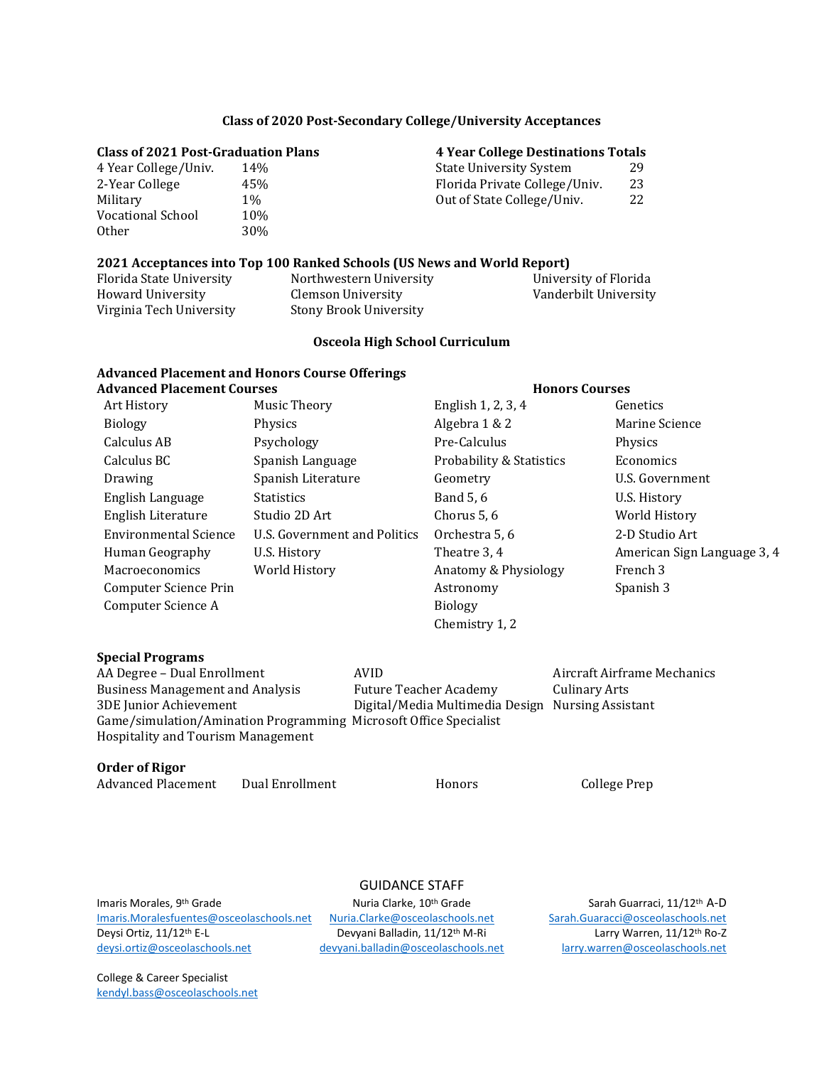## Class of 2020 Post-Secondary College/University Acceptances

### Class of 2021 Post-Graduation Plans

| | |
|---|---|
| 4 Year College/Univ. | 14% |
| 2-Year College | 45% |
| Military | 1% |
| Vocational School | 10% |
| Other | 30% |

### 4 Year College Destinations Totals

| | |
|---|---|
| State University System | 29 |
| Florida Private College/Univ. | 23 |
| Out of State College/Univ. | 22 |

### 2021 Acceptances into Top 100 Ranked Schools (US News and World Report)

| | | |
|---|---|---|
| Florida State University | Northwestern University | University of Florida |
| Howard University | Clemson University | Vanderbilt University |
| Virginia Tech University | Stony Brook University | |

## Osceola High School Curriculum

### Advanced Placement and Honors Course Offerings

| Advanced Placement Courses | | Honors Courses | |
|---|---|---|---|
| Art History | Music Theory | English 1, 2, 3, 4 | Genetics |
| Biology | Physics | Algebra 1 & 2 | Marine Science |
| Calculus AB | Psychology | Pre-Calculus | Physics |
| Calculus BC | Spanish Language | Probability & Statistics | Economics |
| Drawing | Spanish Literature | Geometry | U.S. Government |
| English Language | Statistics | Band 5, 6 | U.S. History |
| English Literature | Studio 2D Art | Chorus 5, 6 | World History |
| Environmental Science | U.S. Government and Politics | Orchestra 5, 6 | 2-D Studio Art |
| Human Geography | U.S. History | Theatre 3, 4 | American Sign Language 3, 4 |
| Macroeconomics | World History | Anatomy & Physiology | French 3 |
| Computer Science Prin | | Astronomy | Spanish 3 |
| Computer Science A | | Biology | |
| | | Chemistry 1, 2 | |

### Special Programs

| | | |
|---|---|---|
| AA Degree – Dual Enrollment | AVID | Aircraft Airframe Mechanics |
| Business Management and Analysis | Future Teacher Academy | Culinary Arts |
| 3DE Junior Achievement | Digital/Media Multimedia Design | Nursing Assistant |
| Game/simulation/Amination Programming | Microsoft Office Specialist | |
| Hospitality and Tourism Management | | |

### Order of Rigor

Advanced Placement     Dual Enrollment     Honors     College Prep

### GUIDANCE STAFF

Imaris Morales, 9th Grade
Imaris.Moralesfuentes@osceolaschools.net

Nuria Clarke, 10th Grade
Nuria.Clarke@osceolaschools.net

Sarah Guarraci, 11/12th A-D
Sarah.Guaracci@osceolaschools.net

Deysi Ortiz, 11/12th E-L
deysi.ortiz@osceolaschools.net

Devyani Balladin, 11/12th M-Ri
devyani.balladin@osceolaschools.net

Larry Warren, 11/12th Ro-Z
larry.warren@osceolaschools.net

College & Career Specialist
kendyl.bass@osceolaschools.net